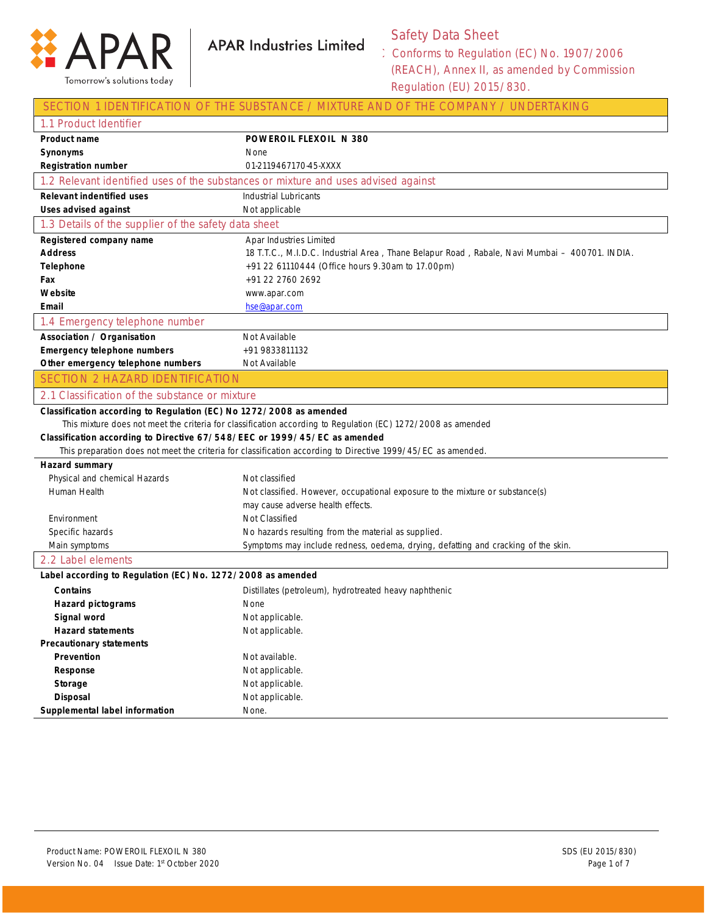APAR Industries Limited

Tomorrow's solutions today

# Safety Data Sheet

: Conforms to Regulation (EC) No. 1907/2006 (REACH), Annex II, as amended by Commission Regulation (EU) 2015/830.

## SECTION 1 IDENTIFICATION OF THE SUBSTANCE / MIXTURE AND OF THE COMPANY / UNDERTAKING

### 1.1 Product Identifier

| | |
|---|---|
| **Product name** | **POWEROIL FLEXOIL N 380** |
| **Synonyms** | None |
| **Registration number** | 01-2119467170-45-XXXX |

### 1.2 Relevant identified uses of the substances or mixture and uses advised against

| | |
|---|---|
| **Relevant indentified uses** | Industrial Lubricants |
| **Uses advised against** | Not applicable |

### 1.3 Details of the supplier of the safety data sheet

| | |
|---|---|
| **Registered company name** | Apar Industries Limited |
| **Address** | 18 T.T.C., M.I.D.C. Industrial Area , Thane Belapur Road , Rabale, Navi Mumbai – 400701. INDIA. |
| **Telephone** | +91 22 61110444 (Office hours 9.30am to 17.00pm) |
| **Fax** | +91 22 2760 2692 |
| **Website** | www.apar.com |
| **Email** | hse@apar.com |

### 1.4 Emergency telephone number

| | |
|---|---|
| **Association / Organisation** | Not Available |
| **Emergency telephone numbers** | +91 9833811132 |
| **Other emergency telephone numbers** | Not Available |

## SECTION 2 HAZARD IDENTIFICATION

### 2.1 Classification of the substance or mixture

**Classification according to Regulation (EC) No 1272/2008 as amended**

This mixture does not meet the criteria for classification according to Regulation (EC) 1272/2008 as amended

**Classification according to Directive 67/548/EEC or 1999/45/EC as amended**

This preparation does not meet the criteria for classification according to Directive 1999/45/EC as amended.

**Hazard summary**

| | |
|---|---|
| Physical and chemical Hazards | Not classified |
| Human Health | Not classified. However, occupational exposure to the mixture or substance(s) may cause adverse health effects. |
| Environment | Not Classified |
| Specific hazards | No hazards resulting from the material as supplied. |
| Main symptoms | Symptoms may include redness, oedema, drying, defatting and cracking of the skin. |

### 2.2 Label elements

**Label according to Regulation (EC) No. 1272/2008 as amended**

| | |
|---|---|
| **Contains** | Distillates (petroleum), hydrotreated heavy naphthenic |
| **Hazard pictograms** | None |
| **Signal word** | Not applicable. |
| **Hazard statements** | Not applicable. |
| **Precautionary statements** | |
| **Prevention** | Not available. |
| **Response** | Not applicable. |
| **Storage** | Not applicable. |
| **Disposal** | Not applicable. |
| **Supplemental label information** | None. |

Product Name: POWEROIL FLEXOIL N 380
Version No. 04 Issue Date: 1st October 2020

SDS (EU 2015/830)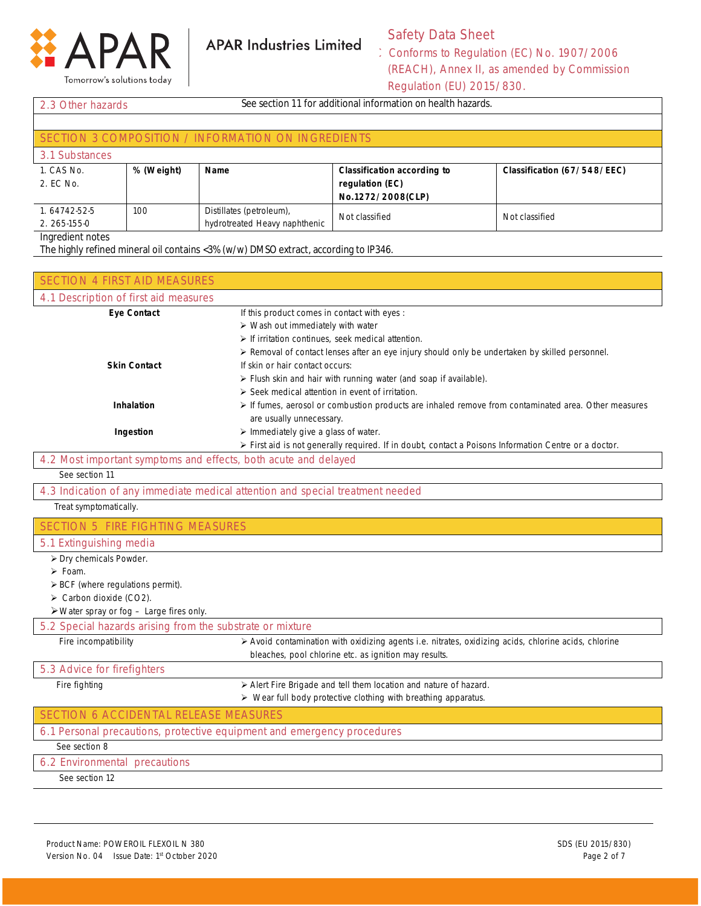## 2.3 Other hazards

See section 11 for additional information on health hazards.

## SECTION 3 COMPOSITION / INFORMATION ON INGREDIENTS

### 3.1 Substances

| 1. CAS No.<br>2. EC No. | % (Weight) | Name | Classification according to regulation (EC) No.1272/2008(CLP) | Classification (67/548/EEC) |
|---|---|---|---|---|
| 1. 64742-52-5<br>2. 265-155-0 | 100 | Distillates (petroleum), hydrotreated Heavy naphthenic | Not classified | Not classified |

Ingredient notes

The highly refined mineral oil contains <3% (w/w) DMSO extract, according to IP346.

## SECTION 4 FIRST AID MEASURES

### 4.1 Description of first aid measures

**Eye Contact**

If this product comes in contact with eyes :

- Wash out immediately with water
- If irritation continues, seek medical attention.
- Removal of contact lenses after an eye injury should only be undertaken by skilled personnel.

**Skin Contact**

If skin or hair contact occurs:

- Flush skin and hair with running water (and soap if available).
- Seek medical attention in event of irritation.

**Inhalation**

- If fumes, aerosol or combustion products are inhaled remove from contaminated area. Other measures are usually unnecessary.

**Ingestion**

- Immediately give a glass of water.
- First aid is not generally required. If in doubt, contact a Poisons Information Centre or a doctor.

### 4.2 Most important symptoms and effects, both acute and delayed

See section 11

### 4.3 Indication of any immediate medical attention and special treatment needed

Treat symptomatically.

## SECTION 5 FIRE FIGHTING MEASURES

### 5.1 Extinguishing media

- Dry chemicals Powder.
- Foam.
- BCF (where regulations permit).
- Carbon dioxide ($CO_2$).
- Water spray or fog – Large fires only.

### 5.2 Special hazards arising from the substrate or mixture

Fire incompatibility

- Avoid contamination with oxidizing agents i.e. nitrates, oxidizing acids, chlorine acids, chlorine bleaches, pool chlorine etc. as ignition may results.

### 5.3 Advice for firefighters

Fire fighting

- Alert Fire Brigade and tell them location and nature of hazard.
- Wear full body protective clothing with breathing apparatus.

## SECTION 6 ACCIDENTAL RELEASE MEASURES

### 6.1 Personal precautions, protective equipment and emergency procedures

See section 8

### 6.2 Environmental precautions

See section 12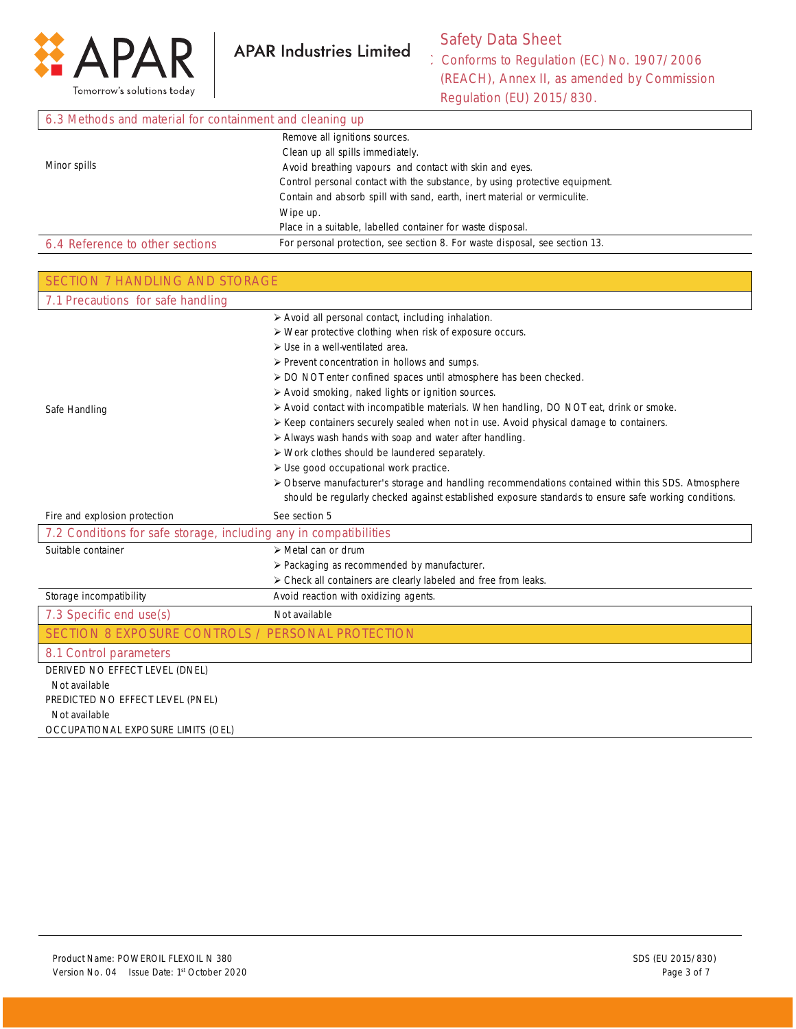## 6.3 Methods and material for containment and cleaning up

| | |
|---|---|
| Minor spills | Remove all ignitions sources.<br>Clean up all spills immediately.<br>Avoid breathing vapours and contact with skin and eyes.<br>Control personal contact with the substance, by using protective equipment.<br>Contain and absorb spill with sand, earth, inert material or vermiculite.<br>Wipe up.<br>Place in a suitable, labelled container for waste disposal. |
| 6.4 Reference to other sections | For personal protection, see section 8. For waste disposal, see section 13. |

# SECTION 7 HANDLING AND STORAGE

## 7.1 Precautions for safe handling

| | |
|---|---|
| Safe Handling | ➢ Avoid all personal contact, including inhalation.<br>➢ Wear protective clothing when risk of exposure occurs.<br>➢ Use in a well-ventilated area.<br>➢ Prevent concentration in hollows and sumps.<br>➢ DO NOT enter confined spaces until atmosphere has been checked.<br>➢ Avoid smoking, naked lights or ignition sources.<br>➢ Avoid contact with incompatible materials. When handling, DO NOT eat, drink or smoke.<br>➢ Keep containers securely sealed when not in use. Avoid physical damage to containers.<br>➢ Always wash hands with soap and water after handling.<br>➢ Work clothes should be laundered separately.<br>➢ Use good occupational work practice.<br>➢ Observe manufacturer's storage and handling recommendations contained within this SDS. Atmosphere should be regularly checked against established exposure standards to ensure safe working conditions. |
| Fire and explosion protection | See section 5 |

## 7.2 Conditions for safe storage, including any in compatibilities

| | |
|---|---|
| Suitable container | ➢ Metal can or drum<br>➢ Packaging as recommended by manufacturer.<br>➢ Check all containers are clearly labeled and free from leaks. |
| Storage incompatibility | Avoid reaction with oxidizing agents. |
| 7.3 Specific end use(s) | Not available |

# SECTION 8 EXPOSURE CONTROLS / PERSONAL PROTECTION

## 8.1 Control parameters

DERIVED NO EFFECT LEVEL (DNEL)

Not available

PREDICTED NO EFFECT LEVEL (PNEL)

Not available

OCCUPATIONAL EXPOSURE LIMITS (OEL)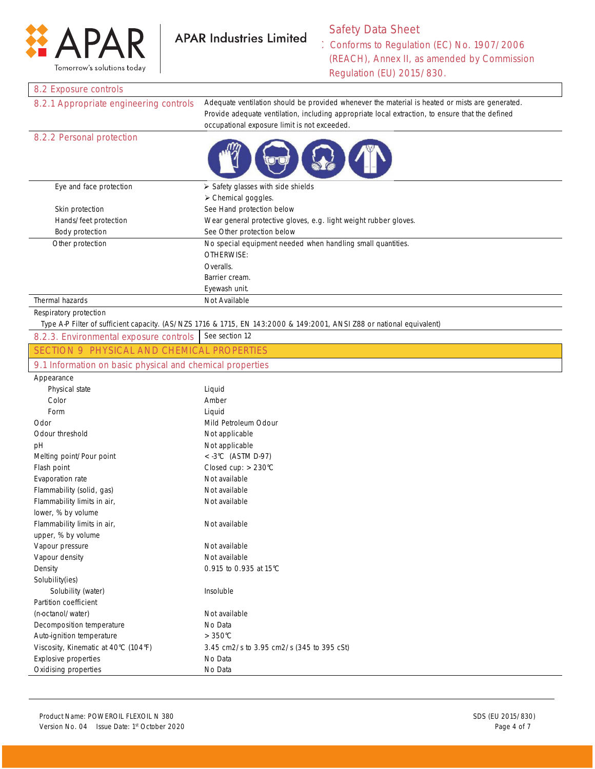## 8.2 Exposure controls

| | |
|---|---|
| 8.2.1 Appropriate engineering controls | Adequate ventilation should be provided whenever the material is heated or mists are generated. Provide adequate ventilation, including appropriate local extraction, to ensure that the defined occupational exposure limit is not exceeded. |
| 8.2.2 Personal protection | |
| Eye and face protection | ➢ Safety glasses with side shields<br>➢ Chemical goggles. |
| Skin protection | See Hand protection below |
| Hands/feet protection | Wear general protective gloves, e.g. light weight rubber gloves. |
| Body protection | See Other protection below |
| Other protection | No special equipment needed when handling small quantities.<br>OTHERWISE:<br>Overalls.<br>Barrier cream.<br>Eyewash unit. |
| Thermal hazards | Not Available |

Respiratory protection

Type A-P Filter of sufficient capacity. (AS/NZS 1716 & 1715, EN 143:2000 & 149:2001, ANSI Z88 or national equivalent)

| | |
|---|---|
| 8.2.3. Environmental exposure controls | See section 12 |

# SECTION 9 PHYSICAL AND CHEMICAL PROPERTIES

## 9.1 Information on basic physical and chemical properties

| | |
|---|---|
| Appearance | |
| Physical state | Liquid |
| Color | Amber |
| Form | Liquid |
| Odor | Mild Petroleum Odour |
| Odour threshold | Not applicable |
| pH | Not applicable |
| Melting point/Pour point | < -3°C (ASTM D-97) |
| Flash point | Closed cup: > 230°C |
| Evaporation rate | Not available |
| Flammability (solid, gas) | Not available |
| Flammability limits in air, lower, % by volume | Not available |
| Flammability limits in air, upper, % by volume | Not available |
| Vapour pressure | Not available |
| Vapour density | Not available |
| Density | 0.915 to 0.935 at 15°C |
| Solubility(ies) | |
| Solubility (water) | Insoluble |
| Partition coefficient (n-octanol/water) | Not available |
| Decomposition temperature | No Data |
| Auto-ignition temperature | > 350°C |
| Viscosity, Kinematic at 40°C (104°F) | 3.45 cm2/s to 3.95 cm2/s (345 to 395 cSt) |
| Explosive properties | No Data |
| Oxidising properties | No Data |

Product Name: POWEROIL FLEXOIL N 380
Version No. 04 Issue Date: 1st October 2020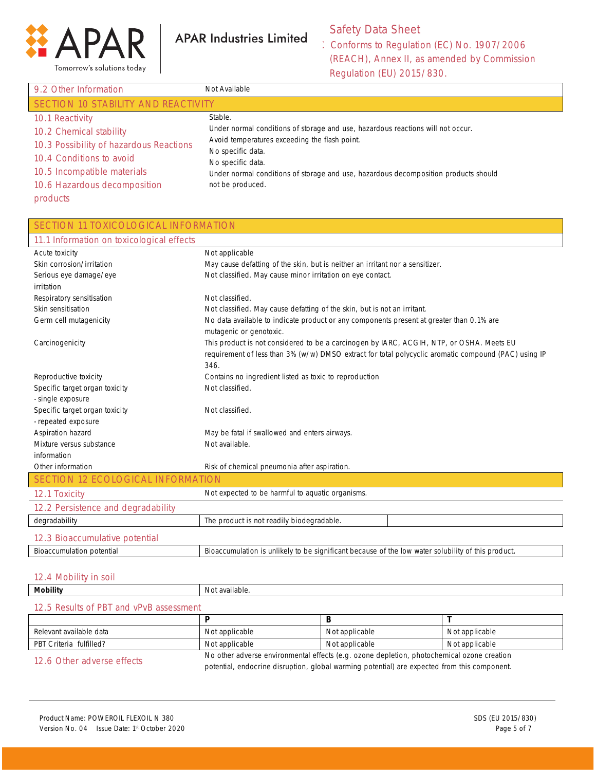| 9.2 Other Information | Not Available |
|---|---|

## SECTION 10 STABILITY AND REACTIVITY

| | |
|---|---|
| 10.1 Reactivity | Stable. |
| 10.2 Chemical stability | Under normal conditions of storage and use, hazardous reactions will not occur. |
| 10.3 Possibility of hazardous Reactions | Avoid temperatures exceeding the flash point. |
| 10.4 Conditions to avoid | No specific data. |
| 10.5 Incompatible materials | No specific data. |
| 10.6 Hazardous decomposition products | Under normal conditions of storage and use, hazardous decomposition products should not be produced. |

## SECTION 11 TOXICOLOGICAL INFORMATION

### 11.1 Information on toxicological effects

| | |
|---|---|
| Acute toxicity | Not applicable |
| Skin corrosion/irritation | May cause defatting of the skin, but is neither an irritant nor a sensitizer. |
| Serious eye damage/eye irritation | Not classified. May cause minor irritation on eye contact. |
| Respiratory sensitisation | Not classified. |
| Skin sensitisation | Not classified. May cause defatting of the skin, but is not an irritant. |
| Germ cell mutagenicity | No data available to indicate product or any components present at greater than 0.1% are mutagenic or genotoxic. |
| Carcinogenicity | This product is not considered to be a carcinogen by IARC, ACGIH, NTP, or OSHA. Meets EU requirement of less than 3% (w/w) DMSO extract for total polycyclic aromatic compound (PAC) using IP 346. |
| Reproductive toxicity | Contains no ingredient listed as toxic to reproduction |
| Specific target organ toxicity - single exposure | Not classified. |
| Specific target organ toxicity - repeated exposure | Not classified. |
| Aspiration hazard | May be fatal if swallowed and enters airways. |
| Mixture versus substance information | Not available. |
| Other information | Risk of chemical pneumonia after aspiration. |

## SECTION 12 ECOLOGICAL INFORMATION

| 12.1 Toxicity | Not expected to be harmful to aquatic organisms. |
|---|---|

### 12.2 Persistence and degradability

| degradability | The product is not readily biodegradable. | |
|---|---|---|

### 12.3 Bioaccumulative potential

| Bioaccumulation potential | Bioaccumulation is unlikely to be significant because of the low water solubility of this product. |
|---|---|

### 12.4 Mobility in soil

| **Mobility** | Not available. |
|---|---|

### 12.5 Results of PBT and vPvB assessment

| | P | B | T |
|---|---|---|---|
| Relevant available data | Not applicable | Not applicable | Not applicable |
| PBT Criteria fulfilled? | Not applicable | Not applicable | Not applicable |

| 12.6 Other adverse effects | No other adverse environmental effects (e.g. ozone depletion, photochemical ozone creation potential, endocrine disruption, global warming potential) are expected from this component. |
|---|---|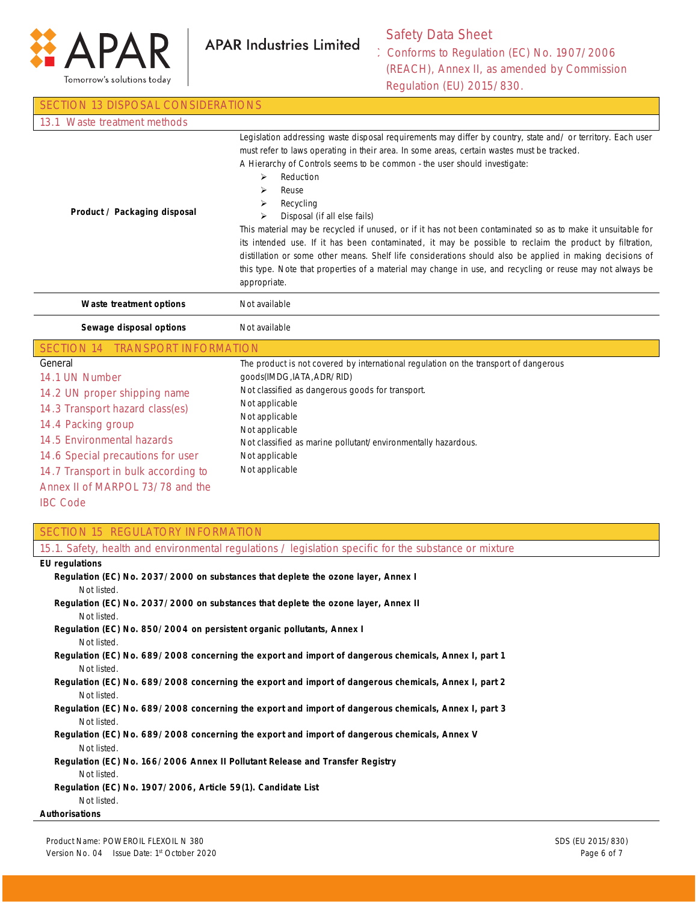## SECTION 13 DISPOSAL CONSIDERATIONS

### 13.1 Waste treatment methods

**Product / Packaging disposal**

Legislation addressing waste disposal requirements may differ by country, state and/ or territory. Each user must refer to laws operating in their area. In some areas, certain wastes must be tracked.

A Hierarchy of Controls seems to be common - the user should investigate:

- Reduction
- Reuse
- Recycling
- Disposal (if all else fails)

This material may be recycled if unused, or if it has not been contaminated so as to make it unsuitable for its intended use. If it has been contaminated, it may be possible to reclaim the product by filtration, distillation or some other means. Shelf life considerations should also be applied in making decisions of this type. Note that properties of a material may change in use, and recycling or reuse may not always be appropriate.

| | |
|---|---|
| **Waste treatment options** | Not available |
| **Sewage disposal options** | Not available |

## SECTION 14 TRANSPORT INFORMATION

| | |
|---|---|
| General | The product is not covered by international regulation on the transport of dangerous goods(IMDG,IATA,ADR/RID) |
| 14.1 UN Number | Not classified as dangerous goods for transport. |
| 14.2 UN proper shipping name | Not applicable |
| 14.3 Transport hazard class(es) | Not applicable |
| 14.4 Packing group | Not applicable |
| 14.5 Environmental hazards | Not classified as marine pollutant/environmentally hazardous. |
| 14.6 Special precautions for user | Not applicable |
| 14.7 Transport in bulk according to Annex II of MARPOL 73/78 and the IBC Code | Not applicable |

## SECTION 15 REGULATORY INFORMATION

### 15.1. Safety, health and environmental regulations / legislation specific for the substance or mixture

**EU regulations**

**Regulation (EC) No. 2037/2000 on substances that deplete the ozone layer, Annex I**
Not listed.

**Regulation (EC) No. 2037/2000 on substances that deplete the ozone layer, Annex II**
Not listed.

**Regulation (EC) No. 850/2004 on persistent organic pollutants, Annex I**
Not listed.

**Regulation (EC) No. 689/2008 concerning the export and import of dangerous chemicals, Annex I, part 1**
Not listed.

**Regulation (EC) No. 689/2008 concerning the export and import of dangerous chemicals, Annex I, part 2**
Not listed.

**Regulation (EC) No. 689/2008 concerning the export and import of dangerous chemicals, Annex I, part 3**
Not listed.

**Regulation (EC) No. 689/2008 concerning the export and import of dangerous chemicals, Annex V**
Not listed.

**Regulation (EC) No. 166/2006 Annex II Pollutant Release and Transfer Registry**
Not listed.

**Regulation (EC) No. 1907/2006, Article 59(1). Candidate List**
Not listed.

**Authorisations**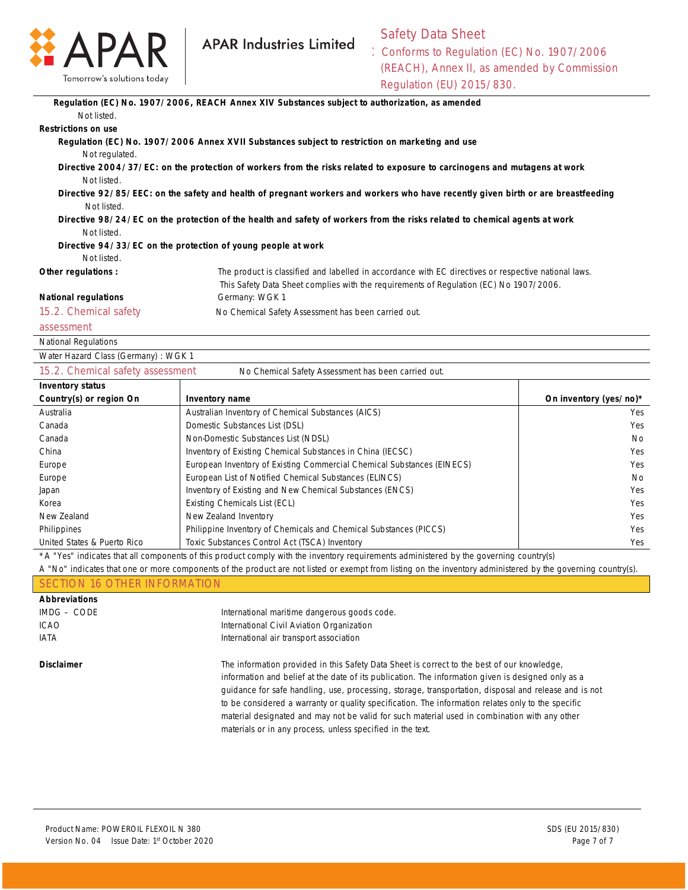**Regulation (EC) No. 1907/2006, REACH Annex XIV Substances subject to authorization, as amended**

Not listed.

**Restrictions on use**

**Regulation (EC) No. 1907/2006 Annex XVII Substances subject to restriction on marketing and use**

Not regulated.

**Directive 2004/37/EC: on the protection of workers from the risks related to exposure to carcinogens and mutagens at work**

Not listed.

**Directive 92/85/EEC: on the safety and health of pregnant workers and workers who have recently given birth or are breastfeeding**

Not listed.

**Directive 98/24/EC on the protection of the health and safety of workers from the risks related to chemical agents at work**

Not listed.

**Directive 94/33/EC on the protection of young people at work**

Not listed.

**Other regulations :** The product is classified and labelled in accordance with EC directives or respective national laws. This Safety Data Sheet complies with the requirements of Regulation (EC) No 1907/2006.

**National regulations** Germany: WGK 1

## 15.2. Chemical safety assessment

No Chemical Safety Assessment has been carried out.

National Regulations

Water Hazard Class (Germany) : WGK 1

## 15.2. Chemical safety assessment

No Chemical Safety Assessment has been carried out.

**Inventory status**

| Country(s) or region On | Inventory name | On inventory (yes/no)* |
|---|---|---|
| Australia | Australian Inventory of Chemical Substances (AICS) | Yes |
| Canada | Domestic Substances List (DSL) | Yes |
| Canada | Non-Domestic Substances List (NDSL) | No |
| China | Inventory of Existing Chemical Substances in China (IECSC) | Yes |
| Europe | European Inventory of Existing Commercial Chemical Substances (EINECS) | Yes |
| Europe | European List of Notified Chemical Substances (ELINCS) | No |
| Japan | Inventory of Existing and New Chemical Substances (ENCS) | Yes |
| Korea | Existing Chemicals List (ECL) | Yes |
| New Zealand | New Zealand Inventory | Yes |
| Philippines | Philippine Inventory of Chemicals and Chemical Substances (PICCS) | Yes |
| United States & Puerto Rico | Toxic Substances Control Act (TSCA) Inventory | Yes |

*A "Yes" indicates that all components of this product comply with the inventory requirements administered by the governing country(s)

A "No" indicates that one or more components of the product are not listed or exempt from listing on the inventory administered by the governing country(s).

# SECTION 16 OTHER INFORMATION

**Abbreviations**

| | |
|---|---|
| IMDG – CODE | International maritime dangerous goods code. |
| ICAO | International Civil Aviation Organization |
| IATA | International air transport association |

**Disclaimer**

The information provided in this Safety Data Sheet is correct to the best of our knowledge, information and belief at the date of its publication. The information given is designed only as a guidance for safe handling, use, processing, storage, transportation, disposal and release and is not to be considered a warranty or quality specification. The information relates only to the specific material designated and may not be valid for such material used in combination with any other materials or in any process, unless specified in the text.